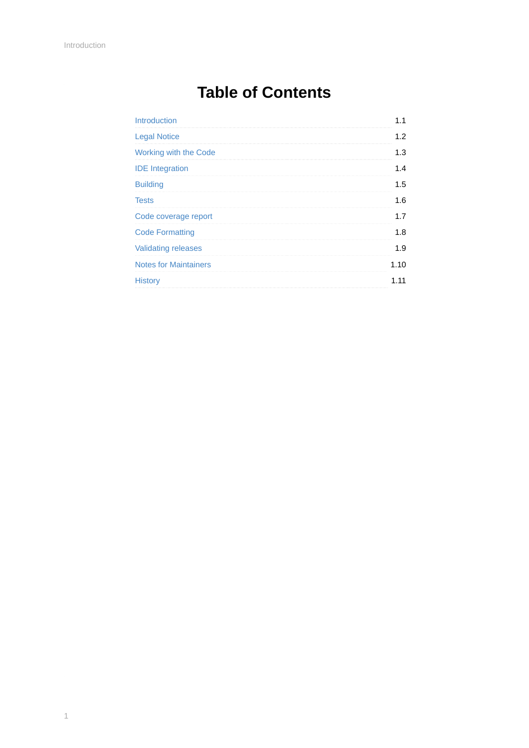# Table of Contents

| | |
|---|---|
| Introduction | 1.1 |
| Legal Notice | 1.2 |
| Working with the Code | 1.3 |
| IDE Integration | 1.4 |
| Building | 1.5 |
| Tests | 1.6 |
| Code coverage report | 1.7 |
| Code Formatting | 1.8 |
| Validating releases | 1.9 |
| Notes for Maintainers | 1.10 |
| History | 1.11 |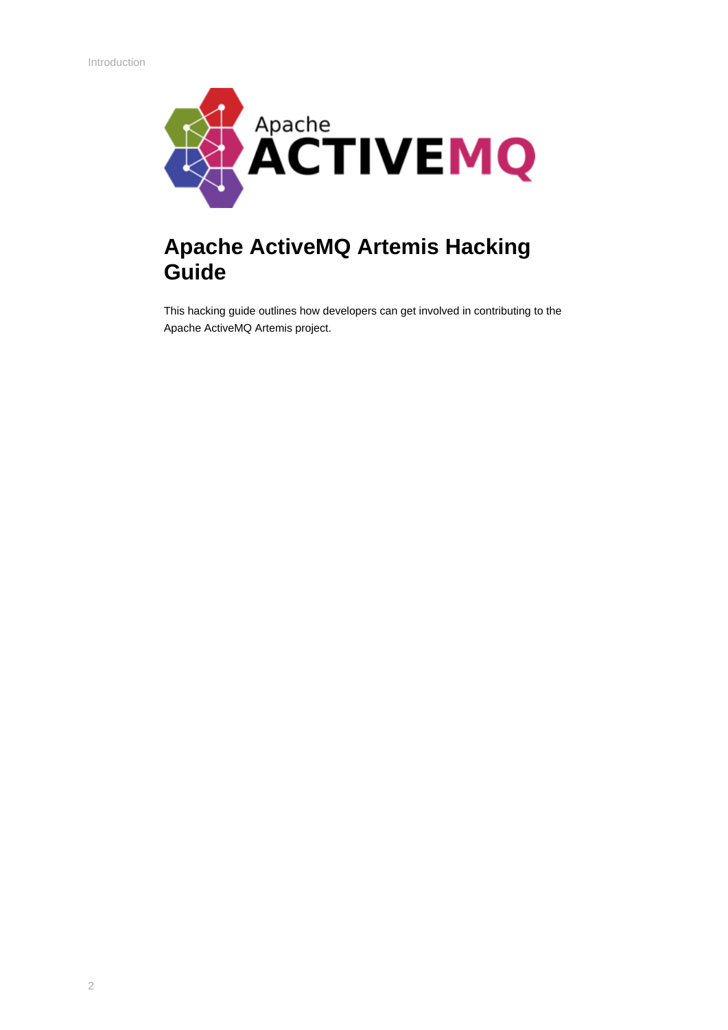# Apache ActiveMQ Artemis Hacking Guide

This hacking guide outlines how developers can get involved in contributing to the Apache ActiveMQ Artemis project.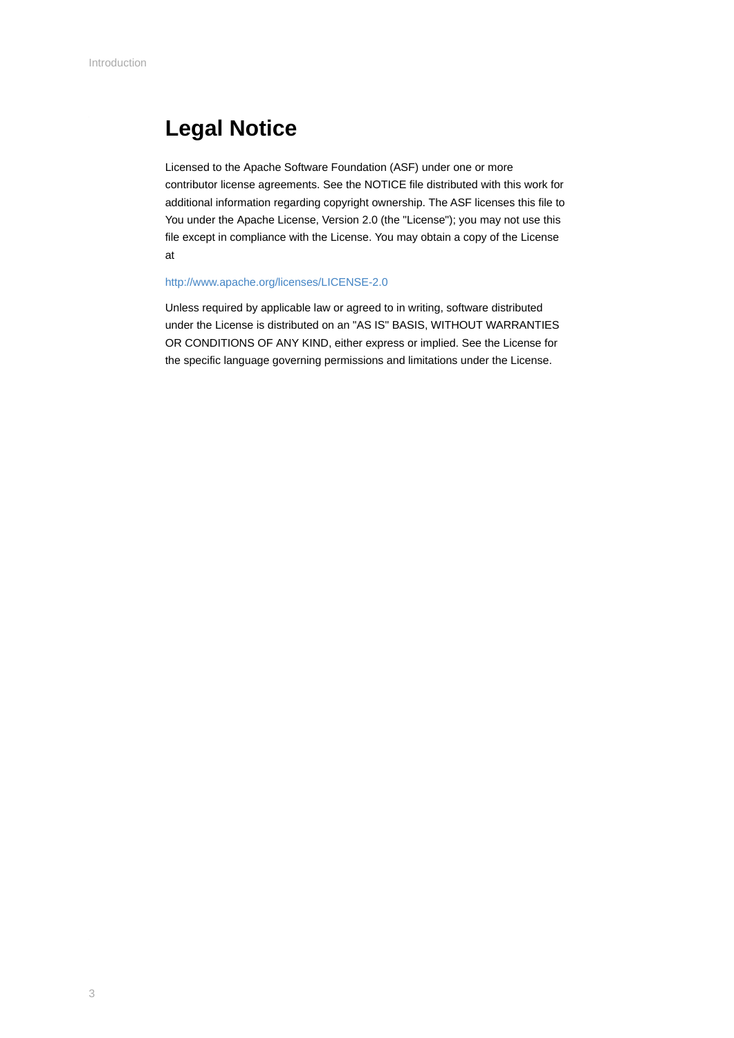# Legal Notice

Licensed to the Apache Software Foundation (ASF) under one or more contributor license agreements. See the NOTICE file distributed with this work for additional information regarding copyright ownership. The ASF licenses this file to You under the Apache License, Version 2.0 (the "License"); you may not use this file except in compliance with the License. You may obtain a copy of the License at

http://www.apache.org/licenses/LICENSE-2.0

Unless required by applicable law or agreed to in writing, software distributed under the License is distributed on an "AS IS" BASIS, WITHOUT WARRANTIES OR CONDITIONS OF ANY KIND, either express or implied. See the License for the specific language governing permissions and limitations under the License.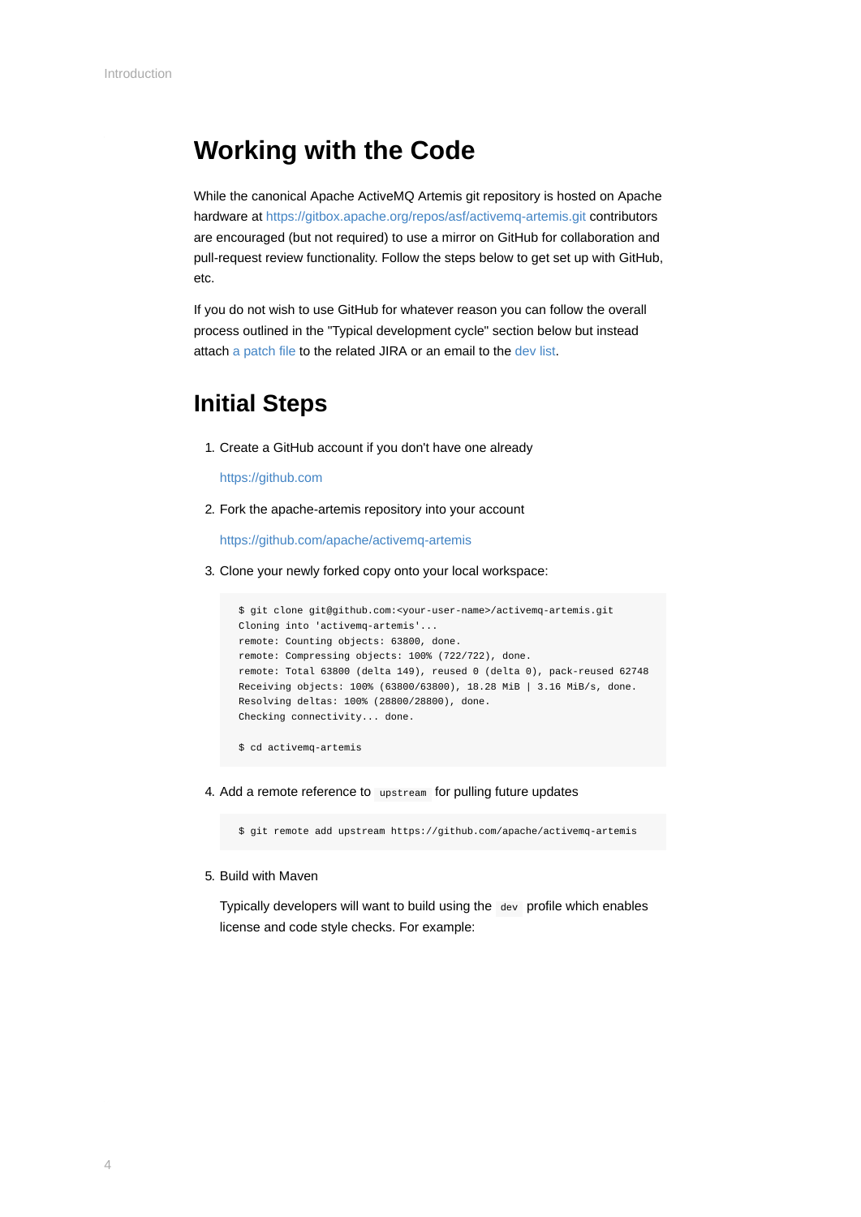# Working with the Code

While the canonical Apache ActiveMQ Artemis git repository is hosted on Apache hardware at https://gitbox.apache.org/repos/asf/activemq-artemis.git contributors are encouraged (but not required) to use a mirror on GitHub for collaboration and pull-request review functionality. Follow the steps below to get set up with GitHub, etc.

If you do not wish to use GitHub for whatever reason you can follow the overall process outlined in the "Typical development cycle" section below but instead attach a patch file to the related JIRA or an email to the dev list.

# Initial Steps

1. Create a GitHub account if you don't have one already

   https://github.com

2. Fork the apache-artemis repository into your account

   https://github.com/apache/activemq-artemis

3. Clone your newly forked copy onto your local workspace:

   ```
   $ git clone git@github.com:<your-user-name>/activemq-artemis.git
   Cloning into 'activemq-artemis'...
   remote: Counting objects: 63800, done.
   remote: Compressing objects: 100% (722/722), done.
   remote: Total 63800 (delta 149), reused 0 (delta 0), pack-reused 62748
   Receiving objects: 100% (63800/63800), 18.28 MiB | 3.16 MiB/s, done.
   Resolving deltas: 100% (28800/28800), done.
   Checking connectivity... done.

   $ cd activemq-artemis
   ```

4. Add a remote reference to `upstream` for pulling future updates

   ```
   $ git remote add upstream https://github.com/apache/activemq-artemis
   ```

5. Build with Maven

   Typically developers will want to build using the `dev` profile which enables license and code style checks. For example: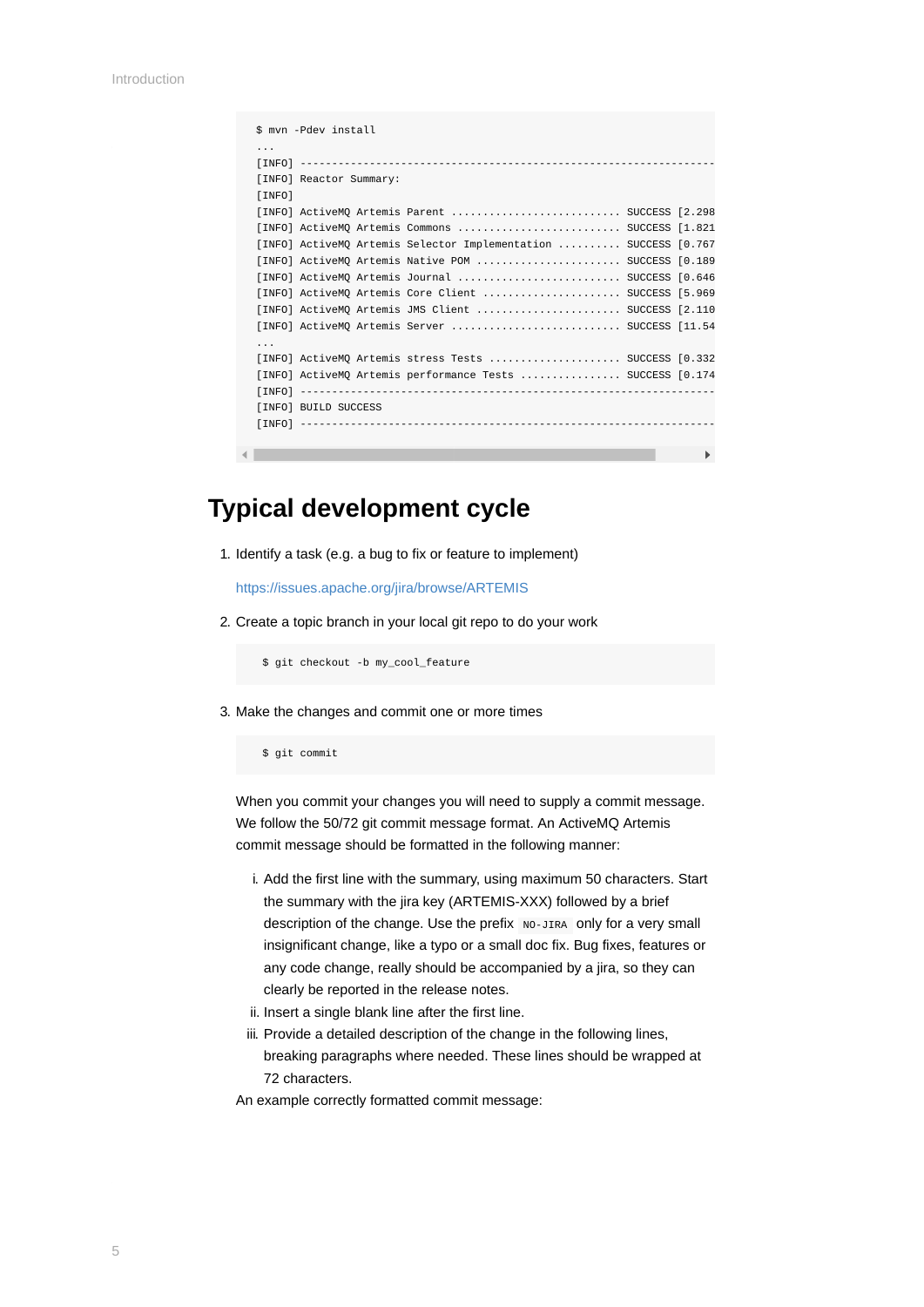```
$ mvn -Pdev install
...
[INFO] ------------------------------------------------------------------
[INFO] Reactor Summary:
[INFO]
[INFO] ActiveMQ Artemis Parent ........................... SUCCESS [2.298
[INFO] ActiveMQ Artemis Commons .......................... SUCCESS [1.821
[INFO] ActiveMQ Artemis Selector Implementation .......... SUCCESS [0.767
[INFO] ActiveMQ Artemis Native POM ....................... SUCCESS [0.189
[INFO] ActiveMQ Artemis Journal .......................... SUCCESS [0.646
[INFO] ActiveMQ Artemis Core Client ...................... SUCCESS [5.969
[INFO] ActiveMQ Artemis JMS Client ....................... SUCCESS [2.110
[INFO] ActiveMQ Artemis Server ........................... SUCCESS [11.54
...
[INFO] ActiveMQ Artemis stress Tests ..................... SUCCESS [0.332
[INFO] ActiveMQ Artemis performance Tests ................ SUCCESS [0.174
[INFO] ------------------------------------------------------------------
[INFO] BUILD SUCCESS
[INFO] ------------------------------------------------------------------
```

## Typical development cycle

1. Identify a task (e.g. a bug to fix or feature to implement)

   https://issues.apache.org/jira/browse/ARTEMIS

2. Create a topic branch in your local git repo to do your work

   ```
   $ git checkout -b my_cool_feature
   ```

3. Make the changes and commit one or more times

   ```
   $ git commit
   ```

   When you commit your changes you will need to supply a commit message. We follow the 50/72 git commit message format. An ActiveMQ Artemis commit message should be formatted in the following manner:

   i. Add the first line with the summary, using maximum 50 characters. Start the summary with the jira key (ARTEMIS-XXX) followed by a brief description of the change. Use the prefix `NO-JIRA` only for a very small insignificant change, like a typo or a small doc fix. Bug fixes, features or any code change, really should be accompanied by a jira, so they can clearly be reported in the release notes.
   ii. Insert a single blank line after the first line.
   iii. Provide a detailed description of the change in the following lines, breaking paragraphs where needed. These lines should be wrapped at 72 characters.

   An example correctly formatted commit message: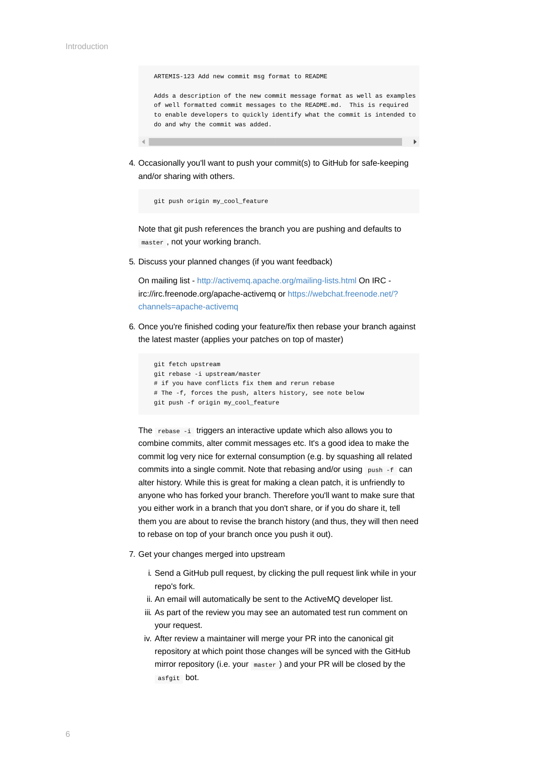```
ARTEMIS-123 Add new commit msg format to README

Adds a description of the new commit message format as well as examples
of well formatted commit messages to the README.md.  This is required
to enable developers to quickly identify what the commit is intended to
do and why the commit was added.
```

4. Occasionally you'll want to push your commit(s) to GitHub for safe-keeping and/or sharing with others.

   ```
   git push origin my_cool_feature
   ```

   Note that git push references the branch you are pushing and defaults to `master`, not your working branch.

5. Discuss your planned changes (if you want feedback)

   On mailing list - http://activemq.apache.org/mailing-lists.html On IRC - irc://irc.freenode.org/apache-activemq or https://webchat.freenode.net/?channels=apache-activemq

6. Once you're finished coding your feature/fix then rebase your branch against the latest master (applies your patches on top of master)

   ```
   git fetch upstream
   git rebase -i upstream/master
   # if you have conflicts fix them and rerun rebase
   # The -f, forces the push, alters history, see note below
   git push -f origin my_cool_feature
   ```

   The `rebase -i` triggers an interactive update which also allows you to combine commits, alter commit messages etc. It's a good idea to make the commit log very nice for external consumption (e.g. by squashing all related commits into a single commit. Note that rebasing and/or using `push -f` can alter history. While this is great for making a clean patch, it is unfriendly to anyone who has forked your branch. Therefore you'll want to make sure that you either work in a branch that you don't share, or if you do share it, tell them you are about to revise the branch history (and thus, they will then need to rebase on top of your branch once you push it out).

7. Get your changes merged into upstream

   i. Send a GitHub pull request, by clicking the pull request link while in your repo's fork.
   ii. An email will automatically be sent to the ActiveMQ developer list.
   iii. As part of the review you may see an automated test run comment on your request.
   iv. After review a maintainer will merge your PR into the canonical git repository at which point those changes will be synced with the GitHub mirror repository (i.e. your `master`) and your PR will be closed by the `asfgit` bot.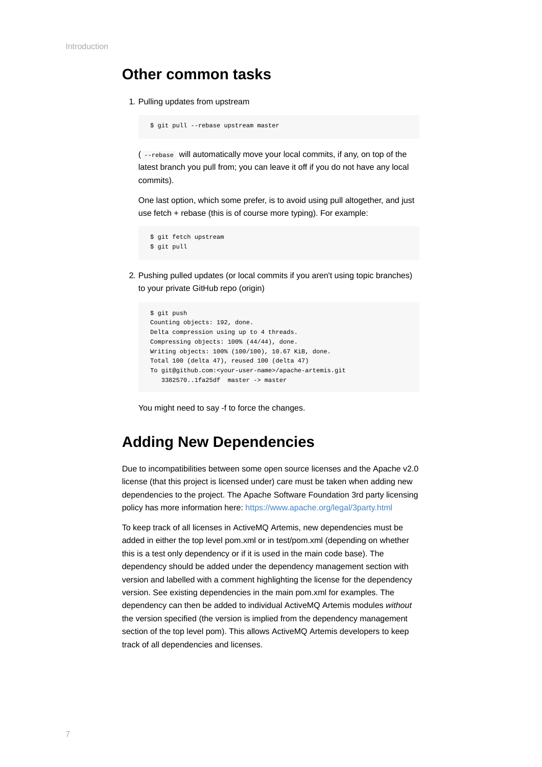## Other common tasks

1. Pulling updates from upstream

   ```
   $ git pull --rebase upstream master
   ```

   (`--rebase` will automatically move your local commits, if any, on top of the latest branch you pull from; you can leave it off if you do not have any local commits).

   One last option, which some prefer, is to avoid using pull altogether, and just use fetch + rebase (this is of course more typing). For example:

   ```
   $ git fetch upstream
   $ git pull
   ```

2. Pushing pulled updates (or local commits if you aren't using topic branches) to your private GitHub repo (origin)

   ```
   $ git push
   Counting objects: 192, done.
   Delta compression using up to 4 threads.
   Compressing objects: 100% (44/44), done.
   Writing objects: 100% (100/100), 10.67 KiB, done.
   Total 100 (delta 47), reused 100 (delta 47)
   To git@github.com:<your-user-name>/apache-artemis.git
      3382570..1fa25df  master -> master
   ```

   You might need to say -f to force the changes.

## Adding New Dependencies

Due to incompatibilities between some open source licenses and the Apache v2.0 license (that this project is licensed under) care must be taken when adding new dependencies to the project. The Apache Software Foundation 3rd party licensing policy has more information here: https://www.apache.org/legal/3party.html

To keep track of all licenses in ActiveMQ Artemis, new dependencies must be added in either the top level pom.xml or in test/pom.xml (depending on whether this is a test only dependency or if it is used in the main code base). The dependency should be added under the dependency management section with version and labelled with a comment highlighting the license for the dependency version. See existing dependencies in the main pom.xml for examples. The dependency can then be added to individual ActiveMQ Artemis modules *without* the version specified (the version is implied from the dependency management section of the top level pom). This allows ActiveMQ Artemis developers to keep track of all dependencies and licenses.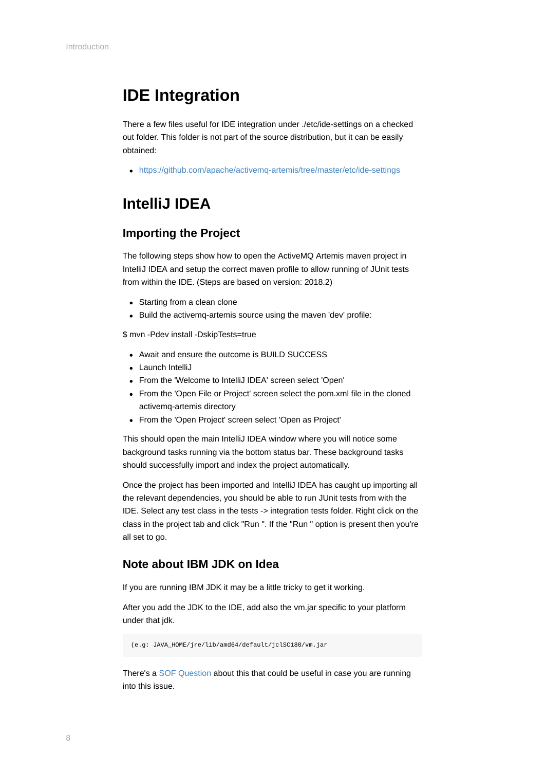# IDE Integration

There a few files useful for IDE integration under ./etc/ide-settings on a checked out folder. This folder is not part of the source distribution, but it can be easily obtained:

- https://github.com/apache/activemq-artemis/tree/master/etc/ide-settings

# IntelliJ IDEA

## Importing the Project

The following steps show how to open the ActiveMQ Artemis maven project in IntelliJ IDEA and setup the correct maven profile to allow running of JUnit tests from within the IDE. (Steps are based on version: 2018.2)

- Starting from a clean clone
- Build the activemq-artemis source using the maven 'dev' profile:

$ mvn -Pdev install -DskipTests=true

- Await and ensure the outcome is BUILD SUCCESS
- Launch IntelliJ
- From the 'Welcome to IntelliJ IDEA' screen select 'Open'
- From the 'Open File or Project' screen select the pom.xml file in the cloned activemq-artemis directory
- From the 'Open Project' screen select 'Open as Project'

This should open the main IntelliJ IDEA window where you will notice some background tasks running via the bottom status bar. These background tasks should successfully import and index the project automatically.

Once the project has been imported and IntelliJ IDEA has caught up importing all the relevant dependencies, you should be able to run JUnit tests from with the IDE. Select any test class in the tests -> integration tests folder. Right click on the class in the project tab and click "Run ". If the "Run " option is present then you're all set to go.

## Note about IBM JDK on Idea

If you are running IBM JDK it may be a little tricky to get it working.

After you add the JDK to the IDE, add also the vm.jar specific to your platform under that jdk.

```
(e.g: JAVA_HOME/jre/lib/amd64/default/jclSC180/vm.jar
```

There's a SOF Question about this that could be useful in case you are running into this issue.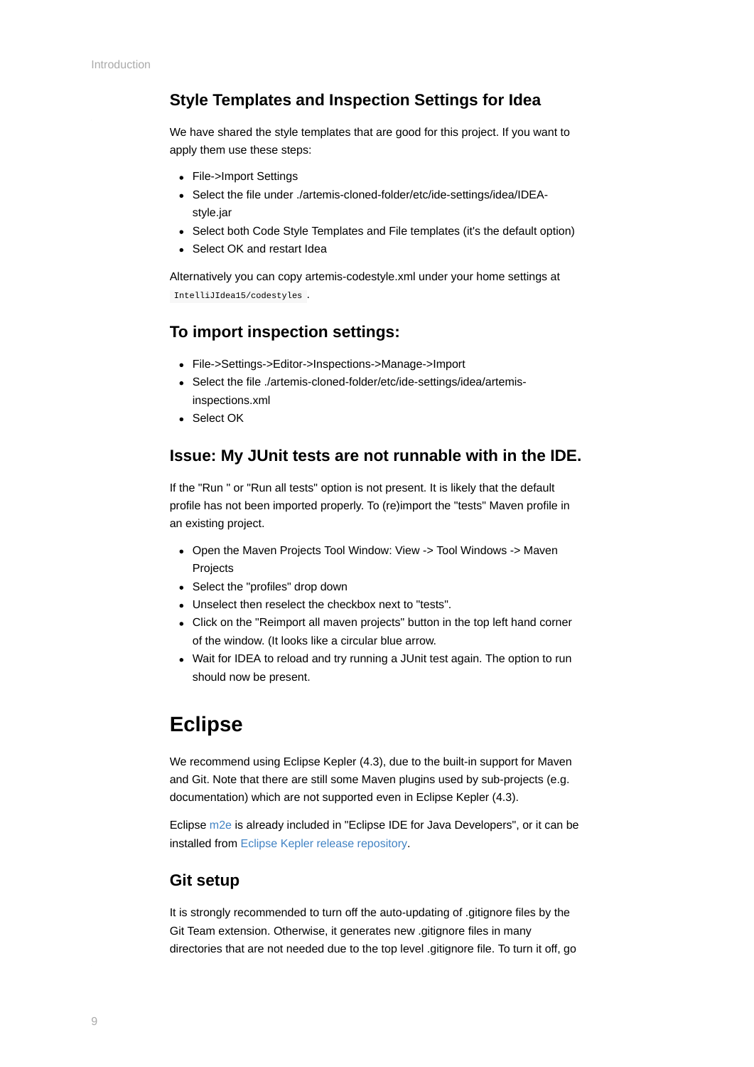### Style Templates and Inspection Settings for Idea

We have shared the style templates that are good for this project. If you want to apply them use these steps:

- File->Import Settings
- Select the file under ./artemis-cloned-folder/etc/ide-settings/idea/IDEA-style.jar
- Select both Code Style Templates and File templates (it's the default option)
- Select OK and restart Idea

Alternatively you can copy artemis-codestyle.xml under your home settings at `IntelliJIdea15/codestyles`.

### To import inspection settings:

- File->Settings->Editor->Inspections->Manage->Import
- Select the file ./artemis-cloned-folder/etc/ide-settings/idea/artemis-inspections.xml
- Select OK

### Issue: My JUnit tests are not runnable with in the IDE.

If the "Run " or "Run all tests" option is not present. It is likely that the default profile has not been imported properly. To (re)import the "tests" Maven profile in an existing project.

- Open the Maven Projects Tool Window: View -> Tool Windows -> Maven Projects
- Select the "profiles" drop down
- Unselect then reselect the checkbox next to "tests".
- Click on the "Reimport all maven projects" button in the top left hand corner of the window. (It looks like a circular blue arrow.
- Wait for IDEA to reload and try running a JUnit test again. The option to run should now be present.

## Eclipse

We recommend using Eclipse Kepler (4.3), due to the built-in support for Maven and Git. Note that there are still some Maven plugins used by sub-projects (e.g. documentation) which are not supported even in Eclipse Kepler (4.3).

Eclipse m2e is already included in "Eclipse IDE for Java Developers", or it can be installed from Eclipse Kepler release repository.

### Git setup

It is strongly recommended to turn off the auto-updating of .gitignore files by the Git Team extension. Otherwise, it generates new .gitignore files in many directories that are not needed due to the top level .gitignore file. To turn it off, go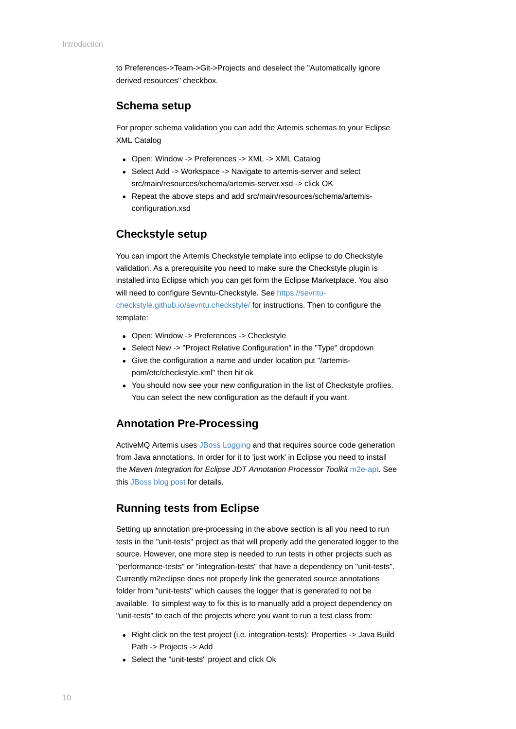to Preferences->Team->Git->Projects and deselect the "Automatically ignore derived resources" checkbox.

## Schema setup

For proper schema validation you can add the Artemis schemas to your Eclipse XML Catalog

- Open: Window -> Preferences -> XML -> XML Catalog
- Select Add -> Workspace -> Navigate to artemis-server and select src/main/resources/schema/artemis-server.xsd -> click OK
- Repeat the above steps and add src/main/resources/schema/artemis-configuration.xsd

## Checkstyle setup

You can import the Artemis Checkstyle template into eclipse to do Checkstyle validation. As a prerequisite you need to make sure the Checkstyle plugin is installed into Eclipse which you can get form the Eclipse Marketplace. You also will need to configure Sevntu-Checkstyle. See https://sevntu-checkstyle.github.io/sevntu.checkstyle/ for instructions. Then to configure the template:

- Open: Window -> Preferences -> Checkstyle
- Select New -> "Project Relative Configuration" in the "Type" dropdown
- Give the configuration a name and under location put "/artemis-pom/etc/checkstyle.xml" then hit ok
- You should now see your new configuration in the list of Checkstyle profiles. You can select the new configuration as the default if you want.

## Annotation Pre-Processing

ActiveMQ Artemis uses JBoss Logging and that requires source code generation from Java annotations. In order for it to 'just work' in Eclipse you need to install the *Maven Integration for Eclipse JDT Annotation Processor Toolkit* m2e-apt. See this JBoss blog post for details.

## Running tests from Eclipse

Setting up annotation pre-processing in the above section is all you need to run tests in the "unit-tests" project as that will properly add the generated logger to the source. However, one more step is needed to run tests in other projects such as "performance-tests" or "integration-tests" that have a dependency on "unit-tests". Currently m2eclipse does not properly link the generated source annotations folder from "unit-tests" which causes the logger that is generated to not be available. To simplest way to fix this is to manually add a project dependency on "unit-tests" to each of the projects where you want to run a test class from:

- Right click on the test project (i.e. integration-tests): Properties -> Java Build Path -> Projects -> Add
- Select the "unit-tests" project and click Ok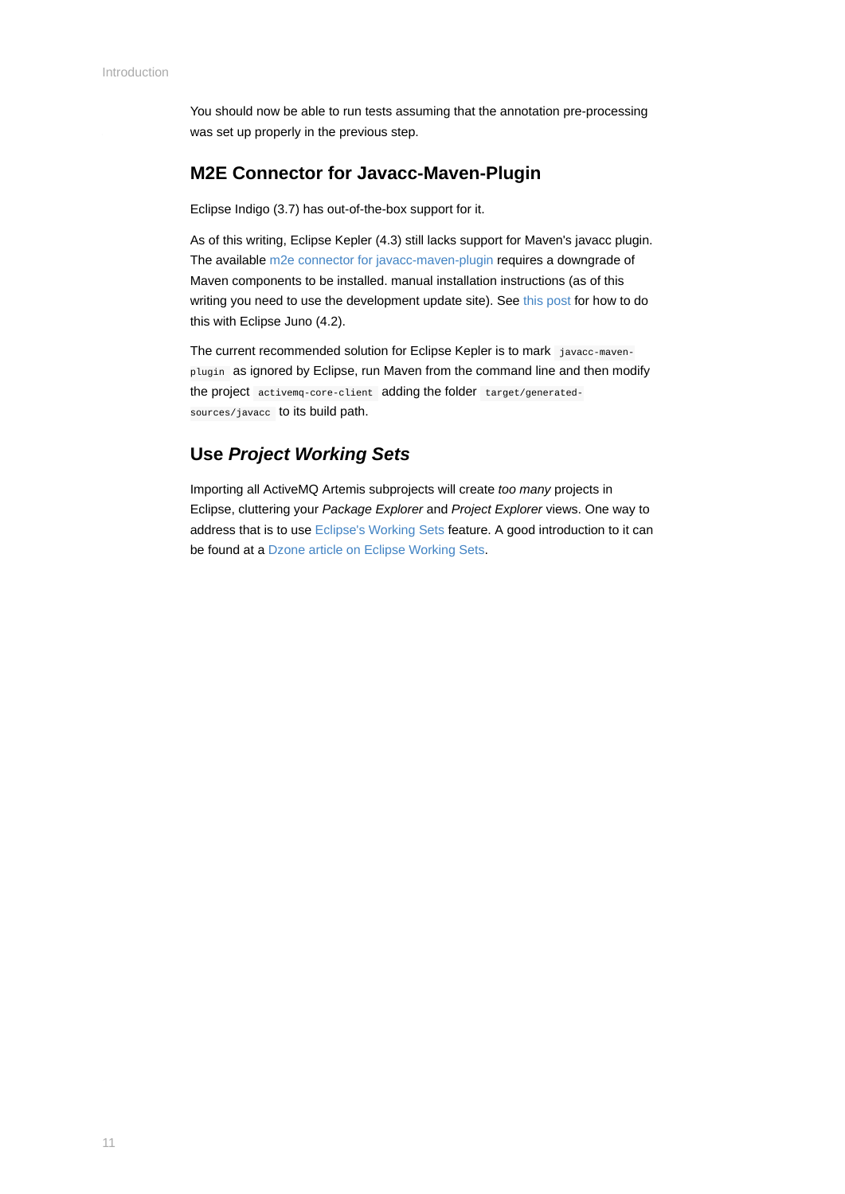You should now be able to run tests assuming that the annotation pre-processing was set up properly in the previous step.

## M2E Connector for Javacc-Maven-Plugin

Eclipse Indigo (3.7) has out-of-the-box support for it.

As of this writing, Eclipse Kepler (4.3) still lacks support for Maven's javacc plugin. The available m2e connector for javacc-maven-plugin requires a downgrade of Maven components to be installed. manual installation instructions (as of this writing you need to use the development update site). See this post for how to do this with Eclipse Juno (4.2).

The current recommended solution for Eclipse Kepler is to mark `javacc-maven-plugin` as ignored by Eclipse, run Maven from the command line and then modify the project `activemq-core-client` adding the folder `target/generated-sources/javacc` to its build path.

## Use *Project Working Sets*

Importing all ActiveMQ Artemis subprojects will create *too many* projects in Eclipse, cluttering your *Package Explorer* and *Project Explorer* views. One way to address that is to use Eclipse's Working Sets feature. A good introduction to it can be found at a Dzone article on Eclipse Working Sets.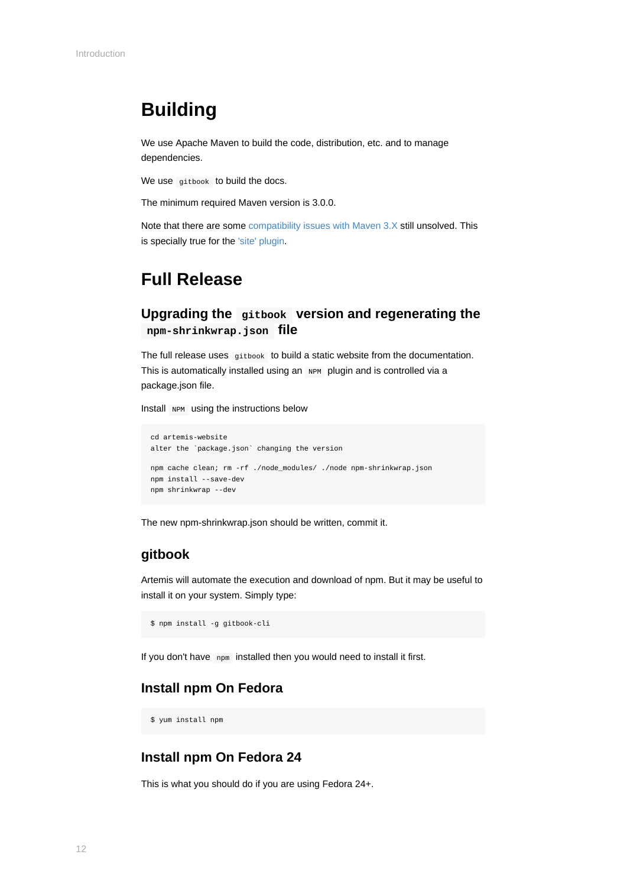# Building

We use Apache Maven to build the code, distribution, etc. and to manage dependencies.

We use `gitbook` to build the docs.

The minimum required Maven version is 3.0.0.

Note that there are some compatibility issues with Maven 3.X still unsolved. This is specially true for the 'site' plugin.

# Full Release

## Upgrading the `gitbook` version and regenerating the `npm-shrinkwrap.json` file

The full release uses `gitbook` to build a static website from the documentation. This is automatically installed using an `NPM` plugin and is controlled via a package.json file.

Install `NPM` using the instructions below

```
cd artemis-website
alter the `package.json` changing the version

npm cache clean; rm -rf ./node_modules/ ./node npm-shrinkwrap.json
npm install --save-dev
npm shrinkwrap --dev
```

The new npm-shrinkwrap.json should be written, commit it.

## gitbook

Artemis will automate the execution and download of npm. But it may be useful to install it on your system. Simply type:

```
$ npm install -g gitbook-cli
```

If you don't have `npm` installed then you would need to install it first.

## Install npm On Fedora

```
$ yum install npm
```

## Install npm On Fedora 24

This is what you should do if you are using Fedora 24+.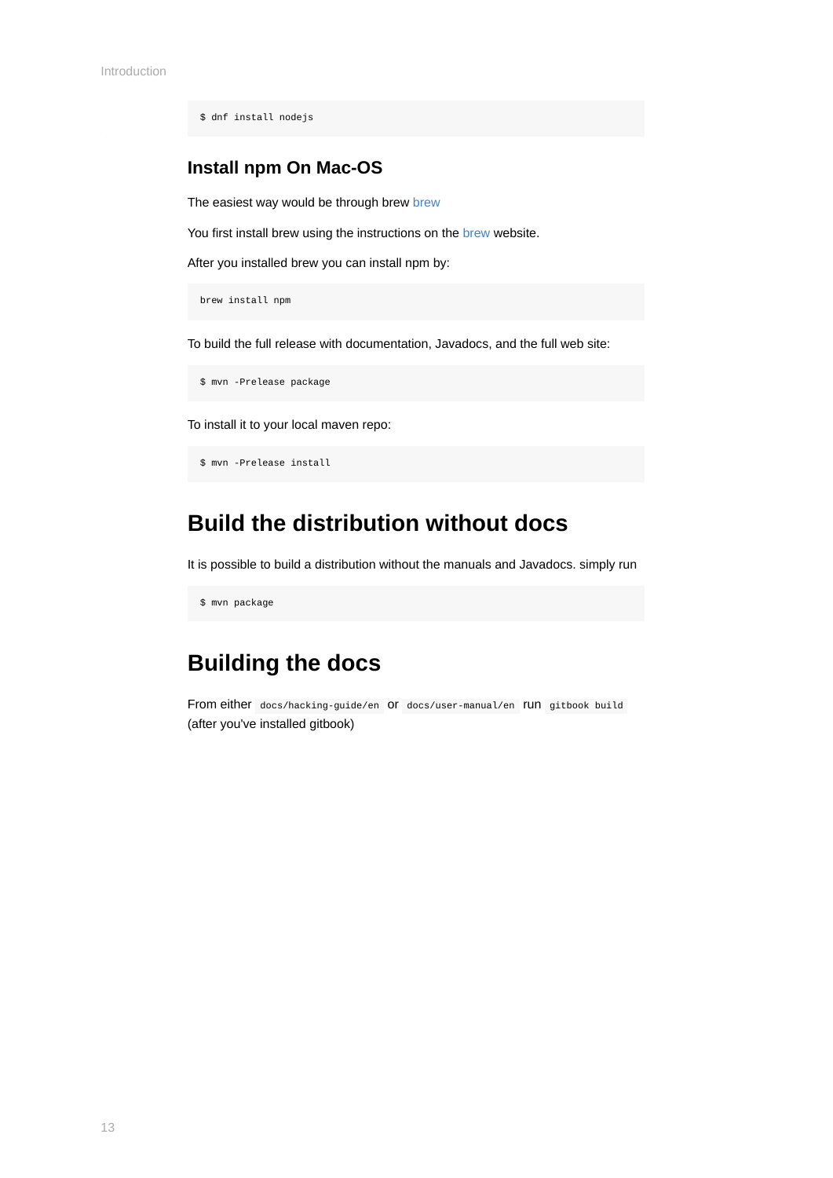```
$ dnf install nodejs
```

### Install npm On Mac-OS

The easiest way would be through brew brew

You first install brew using the instructions on the brew website.

After you installed brew you can install npm by:

```
brew install npm
```

To build the full release with documentation, Javadocs, and the full web site:

```
$ mvn -Prelease package
```

To install it to your local maven repo:

```
$ mvn -Prelease install
```

## Build the distribution without docs

It is possible to build a distribution without the manuals and Javadocs. simply run

```
$ mvn package
```

## Building the docs

From either `docs/hacking-guide/en` or `docs/user-manual/en` run `gitbook build` (after you've installed gitbook)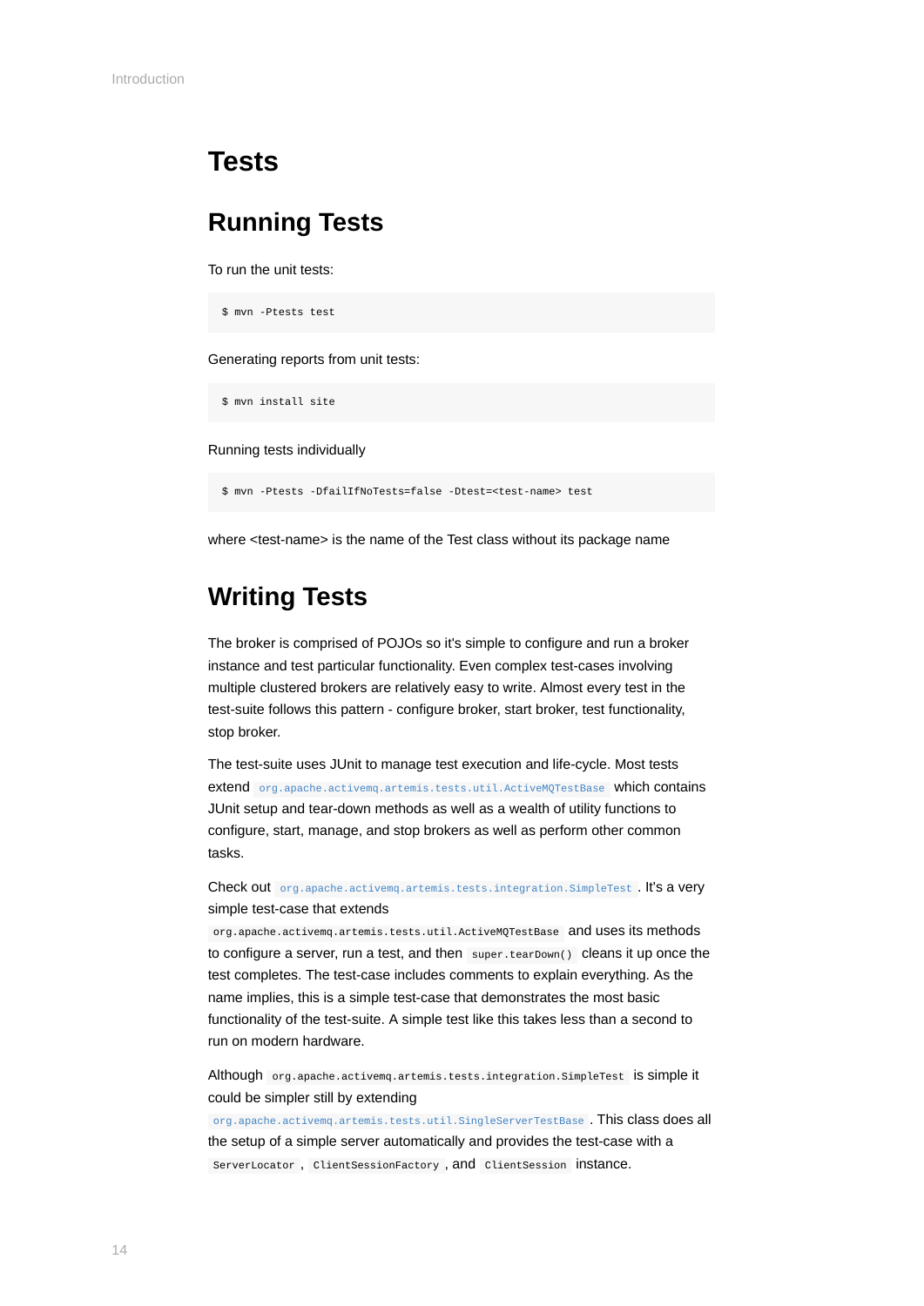# Tests

## Running Tests

To run the unit tests:

```
$ mvn -Ptests test
```

Generating reports from unit tests:

```
$ mvn install site
```

Running tests individually

```
$ mvn -Ptests -DfailIfNoTests=false -Dtest=<test-name> test
```

where <test-name> is the name of the Test class without its package name

## Writing Tests

The broker is comprised of POJOs so it's simple to configure and run a broker instance and test particular functionality. Even complex test-cases involving multiple clustered brokers are relatively easy to write. Almost every test in the test-suite follows this pattern - configure broker, start broker, test functionality, stop broker.

The test-suite uses JUnit to manage test execution and life-cycle. Most tests extend `org.apache.activemq.artemis.tests.util.ActiveMQTestBase` which contains JUnit setup and tear-down methods as well as a wealth of utility functions to configure, start, manage, and stop brokers as well as perform other common tasks.

Check out `org.apache.activemq.artemis.tests.integration.SimpleTest`. It's a very simple test-case that extends `org.apache.activemq.artemis.tests.util.ActiveMQTestBase` and uses its methods to configure a server, run a test, and then `super.tearDown()` cleans it up once the test completes. The test-case includes comments to explain everything. As the name implies, this is a simple test-case that demonstrates the most basic functionality of the test-suite. A simple test like this takes less than a second to run on modern hardware.

Although `org.apache.activemq.artemis.tests.integration.SimpleTest` is simple it could be simpler still by extending `org.apache.activemq.artemis.tests.util.SingleServerTestBase`. This class does all the setup of a simple server automatically and provides the test-case with a `ServerLocator`, `ClientSessionFactory`, and `ClientSession` instance.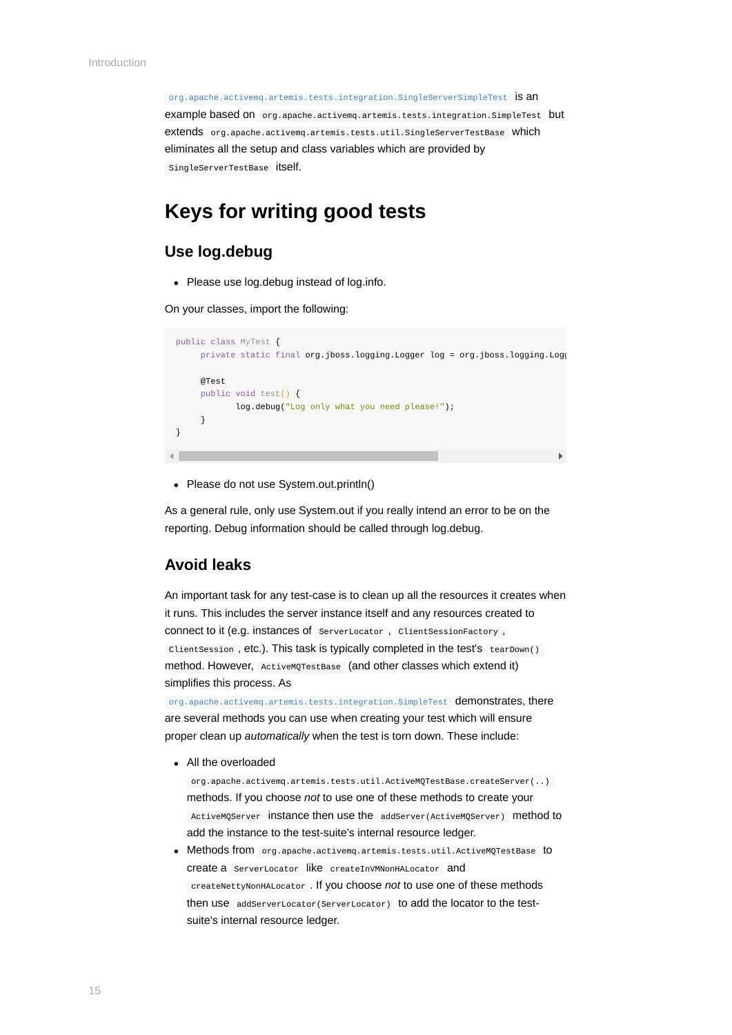`org.apache.activemq.artemis.tests.integration.SingleServerSimpleTest` is an example based on `org.apache.activemq.artemis.tests.integration.SimpleTest` but extends `org.apache.activemq.artemis.tests.util.SingleServerTestBase` which eliminates all the setup and class variables which are provided by `SingleServerTestBase` itself.

# Keys for writing good tests

## Use log.debug

- Please use log.debug instead of log.info.

On your classes, import the following:

```
public class MyTest {
     private static final org.jboss.logging.Logger log = org.jboss.logging.Logg

     @Test
     public void test() {
            log.debug("Log only what you need please!");
     }
}
```

- Please do not use System.out.println()

As a general rule, only use System.out if you really intend an error to be on the reporting. Debug information should be called through log.debug.

## Avoid leaks

An important task for any test-case is to clean up all the resources it creates when it runs. This includes the server instance itself and any resources created to connect to it (e.g. instances of `ServerLocator`, `ClientSessionFactory`, `ClientSession`, etc.). This task is typically completed in the test's `tearDown()` method. However, `ActiveMQTestBase` (and other classes which extend it) simplifies this process. As `org.apache.activemq.artemis.tests.integration.SimpleTest` demonstrates, there are several methods you can use when creating your test which will ensure proper clean up *automatically* when the test is torn down. These include:

- All the overloaded `org.apache.activemq.artemis.tests.util.ActiveMQTestBase.createServer(..)` methods. If you choose *not* to use one of these methods to create your `ActiveMQServer` instance then use the `addServer(ActiveMQServer)` method to add the instance to the test-suite's internal resource ledger.
- Methods from `org.apache.activemq.artemis.tests.util.ActiveMQTestBase` to create a `ServerLocator` like `createInVMNonHALocator` and `createNettyNonHALocator`. If you choose *not* to use one of these methods then use `addServerLocator(ServerLocator)` to add the locator to the test-suite's internal resource ledger.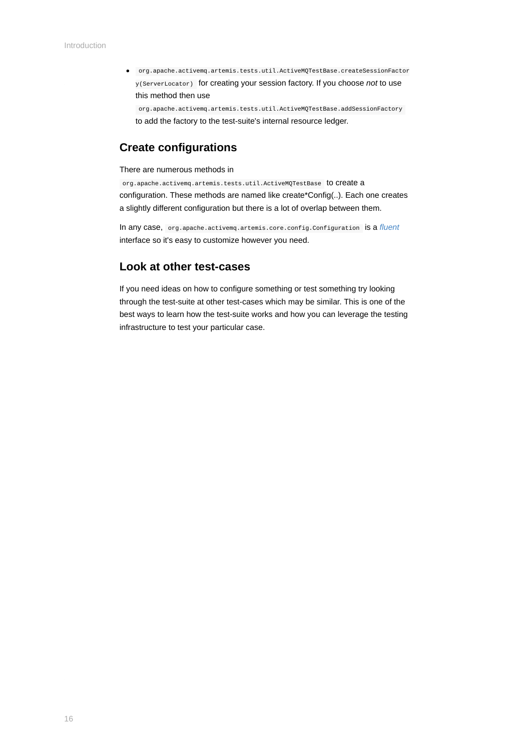- `org.apache.activemq.artemis.tests.util.ActiveMQTestBase.createSessionFactory(ServerLocator)` for creating your session factory. If you choose *not* to use this method then use `org.apache.activemq.artemis.tests.util.ActiveMQTestBase.addSessionFactory` to add the factory to the test-suite's internal resource ledger.

## Create configurations

There are numerous methods in `org.apache.activemq.artemis.tests.util.ActiveMQTestBase` to create a configuration. These methods are named like create*Config(..). Each one creates a slightly different configuration but there is a lot of overlap between them.

In any case, `org.apache.activemq.artemis.core.config.Configuration` is a *fluent* interface so it's easy to customize however you need.

## Look at other test-cases

If you need ideas on how to configure something or test something try looking through the test-suite at other test-cases which may be similar. This is one of the best ways to learn how the test-suite works and how you can leverage the testing infrastructure to test your particular case.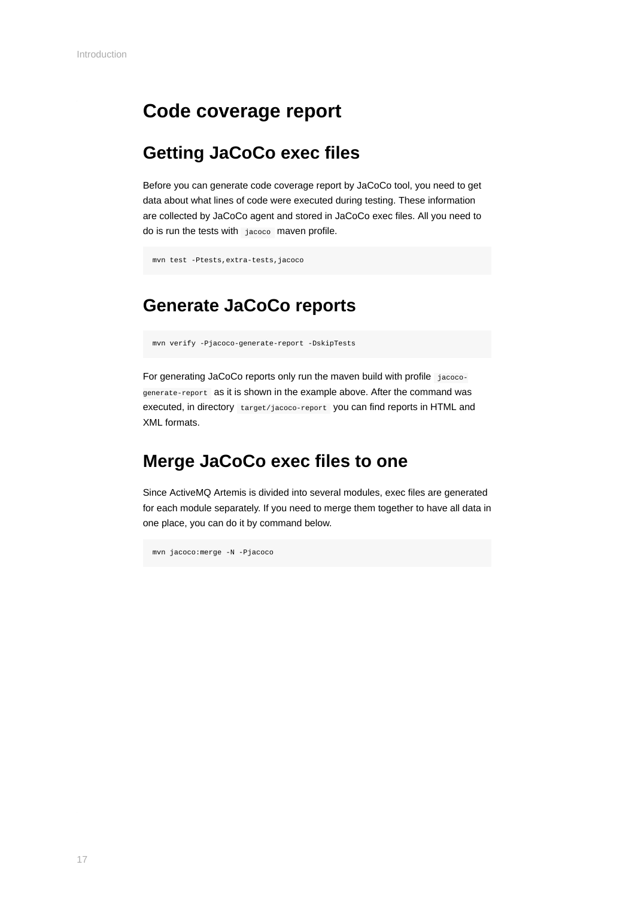# Code coverage report

## Getting JaCoCo exec files

Before you can generate code coverage report by JaCoCo tool, you need to get data about what lines of code were executed during testing. These information are collected by JaCoCo agent and stored in JaCoCo exec files. All you need to do is run the tests with `jacoco` maven profile.

```
mvn test -Ptests,extra-tests,jacoco
```

## Generate JaCoCo reports

```
mvn verify -Pjacoco-generate-report -DskipTests
```

For generating JaCoCo reports only run the maven build with profile `jacoco-generate-report` as it is shown in the example above. After the command was executed, in directory `target/jacoco-report` you can find reports in HTML and XML formats.

## Merge JaCoCo exec files to one

Since ActiveMQ Artemis is divided into several modules, exec files are generated for each module separately. If you need to merge them together to have all data in one place, you can do it by command below.

```
mvn jacoco:merge -N -Pjacoco
```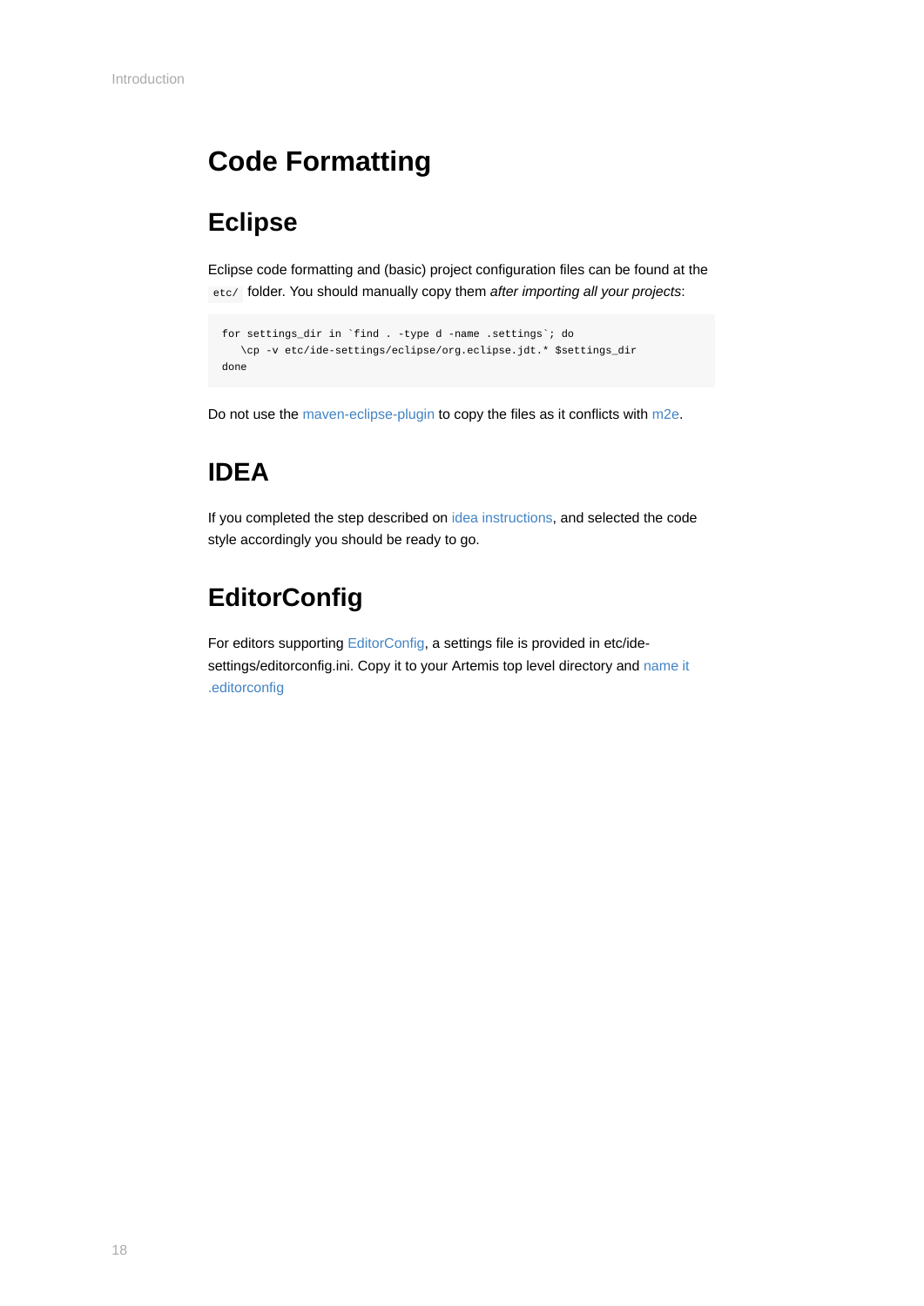# Code Formatting

## Eclipse

Eclipse code formatting and (basic) project configuration files can be found at the `etc/` folder. You should manually copy them *after importing all your projects*:

```
for settings_dir in `find . -type d -name .settings`; do
   \cp -v etc/ide-settings/eclipse/org.eclipse.jdt.* $settings_dir
done
```

Do not use the maven-eclipse-plugin to copy the files as it conflicts with m2e.

## IDEA

If you completed the step described on idea instructions, and selected the code style accordingly you should be ready to go.

## EditorConfig

For editors supporting EditorConfig, a settings file is provided in etc/ide-settings/editorconfig.ini. Copy it to your Artemis top level directory and name it .editorconfig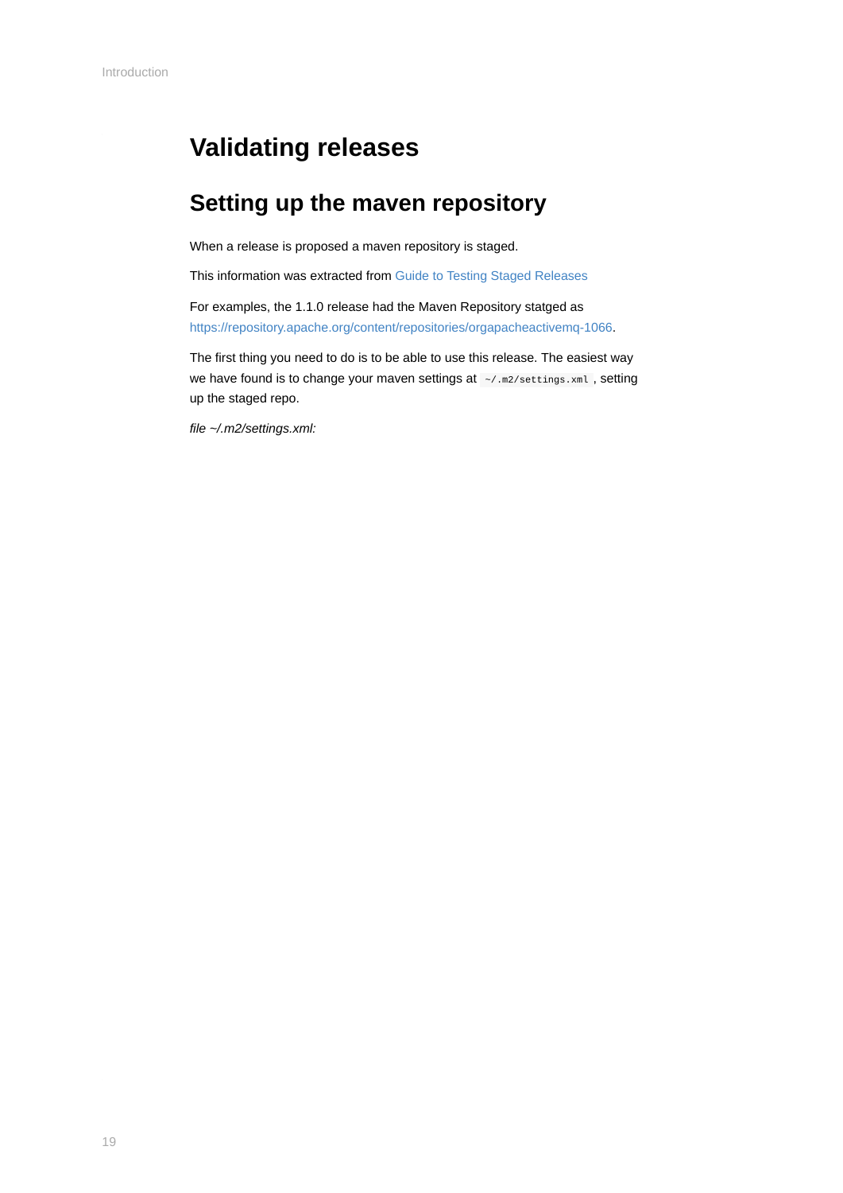# Validating releases

## Setting up the maven repository

When a release is proposed a maven repository is staged.

This information was extracted from [Guide to Testing Staged Releases]()

For examples, the 1.1.0 release had the Maven Repository statged as [https://repository.apache.org/content/repositories/orgapacheactivemq-1066](https://repository.apache.org/content/repositories/orgapacheactivemq-1066).

The first thing you need to do is to be able to use this release. The easiest way we have found is to change your maven settings at `~/.m2/settings.xml`, setting up the staged repo.

*file ~/.m2/settings.xml:*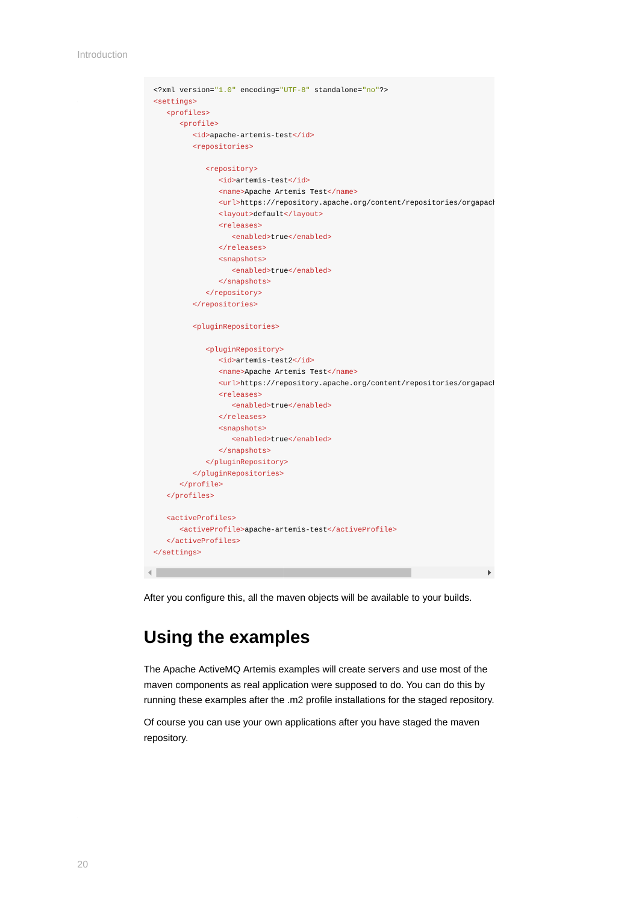```xml
<?xml version="1.0" encoding="UTF-8" standalone="no"?>
<settings>
   <profiles>
      <profile>
         <id>apache-artemis-test</id>
         <repositories>

            <repository>
               <id>artemis-test</id>
               <name>Apache Artemis Test</name>
               <url>https://repository.apache.org/content/repositories/orgapacl
               <layout>default</layout>
               <releases>
                  <enabled>true</enabled>
               </releases>
               <snapshots>
                  <enabled>true</enabled>
               </snapshots>
            </repository>
         </repositories>

         <pluginRepositories>

            <pluginRepository>
               <id>artemis-test2</id>
               <name>Apache Artemis Test</name>
               <url>https://repository.apache.org/content/repositories/orgapacl
               <releases>
                  <enabled>true</enabled>
               </releases>
               <snapshots>
                  <enabled>true</enabled>
               </snapshots>
            </pluginRepository>
         </pluginRepositories>
      </profile>
   </profiles>

   <activeProfiles>
      <activeProfile>apache-artemis-test</activeProfile>
   </activeProfiles>
</settings>
```

After you configure this, all the maven objects will be available to your builds.

## Using the examples

The Apache ActiveMQ Artemis examples will create servers and use most of the maven components as real application were supposed to do. You can do this by running these examples after the .m2 profile installations for the staged repository.

Of course you can use your own applications after you have staged the maven repository.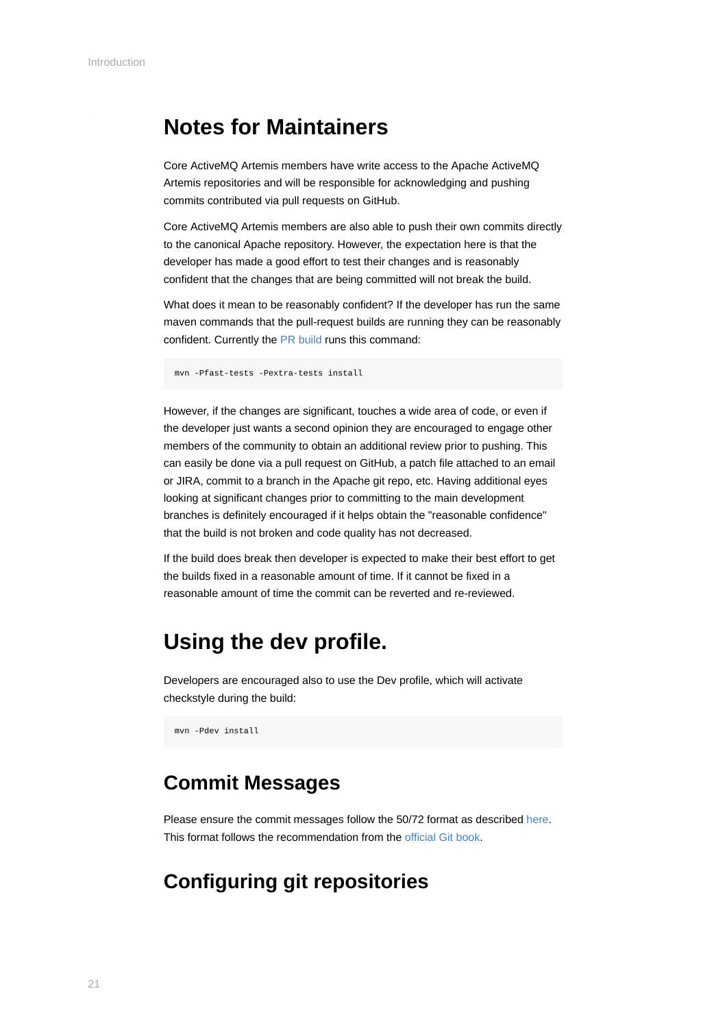# Notes for Maintainers

Core ActiveMQ Artemis members have write access to the Apache ActiveMQ Artemis repositories and will be responsible for acknowledging and pushing commits contributed via pull requests on GitHub.

Core ActiveMQ Artemis members are also able to push their own commits directly to the canonical Apache repository. However, the expectation here is that the developer has made a good effort to test their changes and is reasonably confident that the changes that are being committed will not break the build.

What does it mean to be reasonably confident? If the developer has run the same maven commands that the pull-request builds are running they can be reasonably confident. Currently the PR build runs this command:

```
mvn -Pfast-tests -Pextra-tests install
```

However, if the changes are significant, touches a wide area of code, or even if the developer just wants a second opinion they are encouraged to engage other members of the community to obtain an additional review prior to pushing. This can easily be done via a pull request on GitHub, a patch file attached to an email or JIRA, commit to a branch in the Apache git repo, etc. Having additional eyes looking at significant changes prior to committing to the main development branches is definitely encouraged if it helps obtain the "reasonable confidence" that the build is not broken and code quality has not decreased.

If the build does break then developer is expected to make their best effort to get the builds fixed in a reasonable amount of time. If it cannot be fixed in a reasonable amount of time the commit can be reverted and re-reviewed.

# Using the dev profile.

Developers are encouraged also to use the Dev profile, which will activate checkstyle during the build:

```
mvn -Pdev install
```

## Commit Messages

Please ensure the commit messages follow the 50/72 format as described here. This format follows the recommendation from the official Git book.

## Configuring git repositories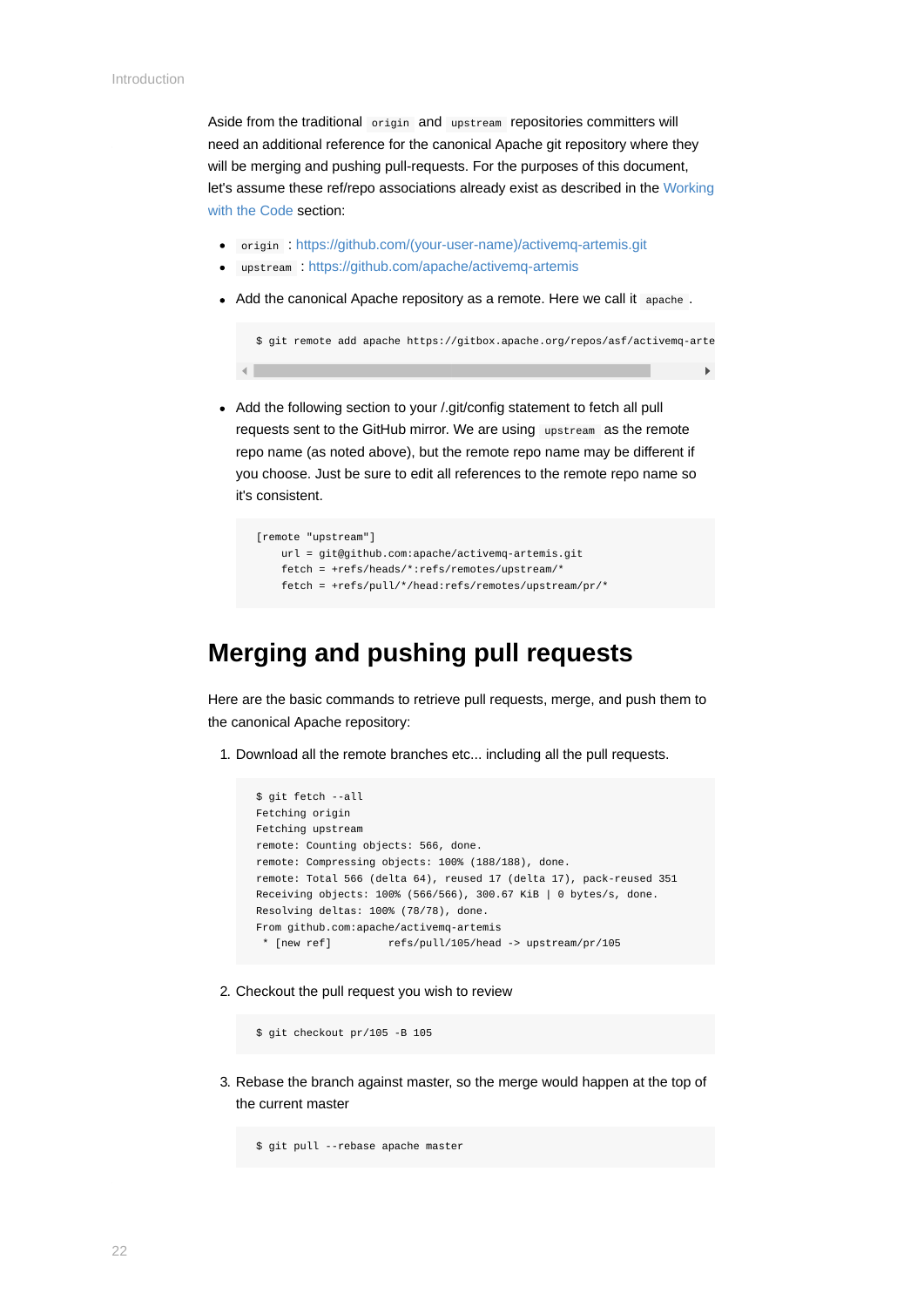Aside from the traditional `origin` and `upstream` repositories committers will need an additional reference for the canonical Apache git repository where they will be merging and pushing pull-requests. For the purposes of this document, let's assume these ref/repo associations already exist as described in the Working with the Code section:

- `origin` : https://github.com/(your-user-name)/activemq-artemis.git
- `upstream` : https://github.com/apache/activemq-artemis

- Add the canonical Apache repository as a remote. Here we call it `apache`.

```
$ git remote add apache https://gitbox.apache.org/repos/asf/activemq-arte
```

- Add the following section to your /.git/config statement to fetch all pull requests sent to the GitHub mirror. We are using `upstream` as the remote repo name (as noted above), but the remote repo name may be different if you choose. Just be sure to edit all references to the remote repo name so it's consistent.

```
[remote "upstream"]
    url = git@github.com:apache/activemq-artemis.git
    fetch = +refs/heads/*:refs/remotes/upstream/*
    fetch = +refs/pull/*/head:refs/remotes/upstream/pr/*
```

## Merging and pushing pull requests

Here are the basic commands to retrieve pull requests, merge, and push them to the canonical Apache repository:

1. Download all the remote branches etc... including all the pull requests.

```
$ git fetch --all
Fetching origin
Fetching upstream
remote: Counting objects: 566, done.
remote: Compressing objects: 100% (188/188), done.
remote: Total 566 (delta 64), reused 17 (delta 17), pack-reused 351
Receiving objects: 100% (566/566), 300.67 KiB | 0 bytes/s, done.
Resolving deltas: 100% (78/78), done.
From github.com:apache/activemq-artemis
 * [new ref]         refs/pull/105/head -> upstream/pr/105
```

2. Checkout the pull request you wish to review

```
$ git checkout pr/105 -B 105
```

3. Rebase the branch against master, so the merge would happen at the top of the current master

```
$ git pull --rebase apache master
```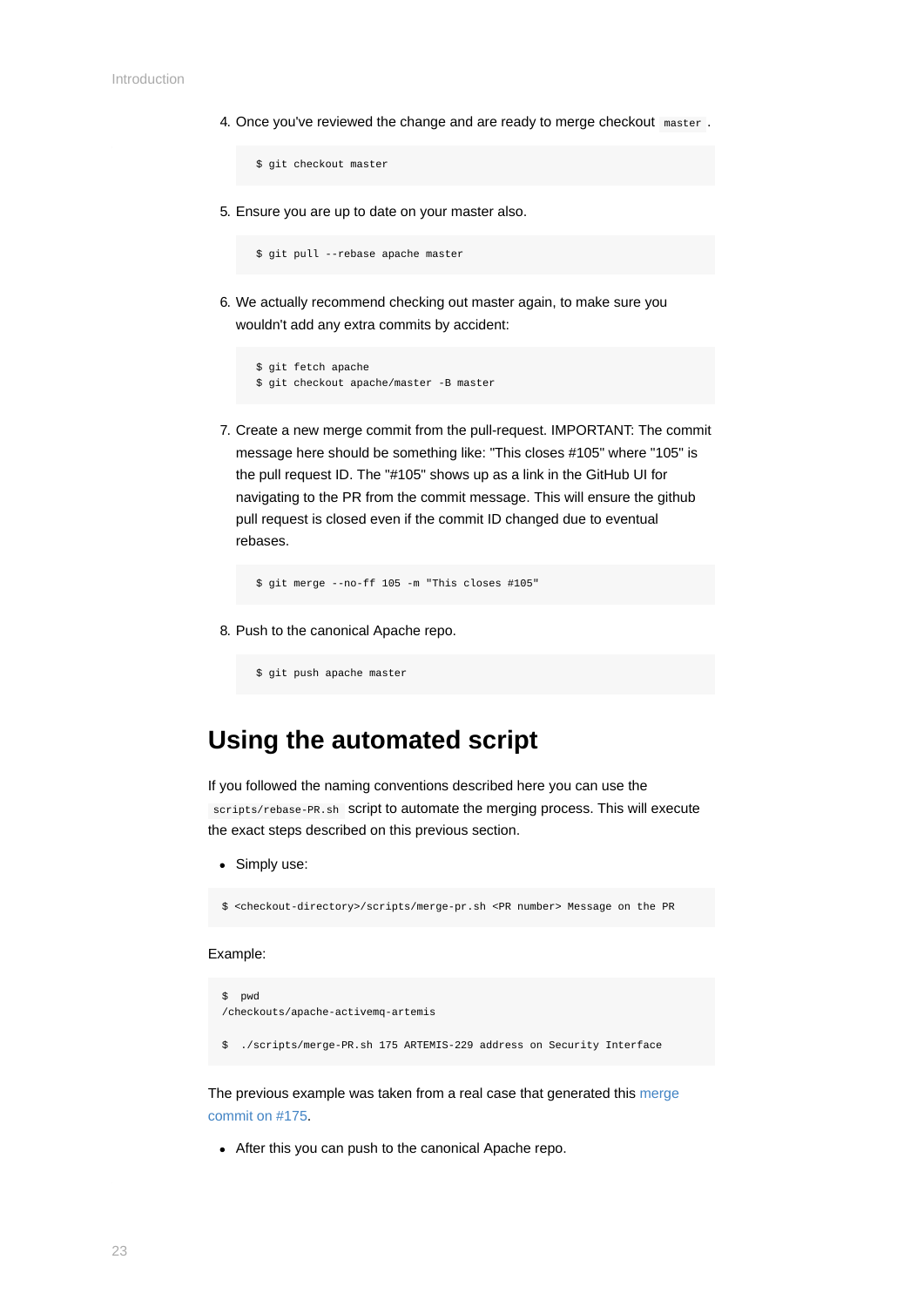4. Once you've reviewed the change and are ready to merge checkout `master`.

```
$ git checkout master
```

5. Ensure you are up to date on your master also.

```
$ git pull --rebase apache master
```

6. We actually recommend checking out master again, to make sure you wouldn't add any extra commits by accident:

```
$ git fetch apache
$ git checkout apache/master -B master
```

7. Create a new merge commit from the pull-request. IMPORTANT: The commit message here should be something like: "This closes #105" where "105" is the pull request ID. The "#105" shows up as a link in the GitHub UI for navigating to the PR from the commit message. This will ensure the github pull request is closed even if the commit ID changed due to eventual rebases.

```
$ git merge --no-ff 105 -m "This closes #105"
```

8. Push to the canonical Apache repo.

```
$ git push apache master
```

## Using the automated script

If you followed the naming conventions described here you can use the `scripts/rebase-PR.sh` script to automate the merging process. This will execute the exact steps described on this previous section.

- Simply use:

```
$ <checkout-directory>/scripts/merge-pr.sh <PR number> Message on the PR
```

Example:

```
$  pwd
/checkouts/apache-activemq-artemis

$  ./scripts/merge-PR.sh 175 ARTEMIS-229 address on Security Interface
```

The previous example was taken from a real case that generated this merge commit on #175.

- After this you can push to the canonical Apache repo.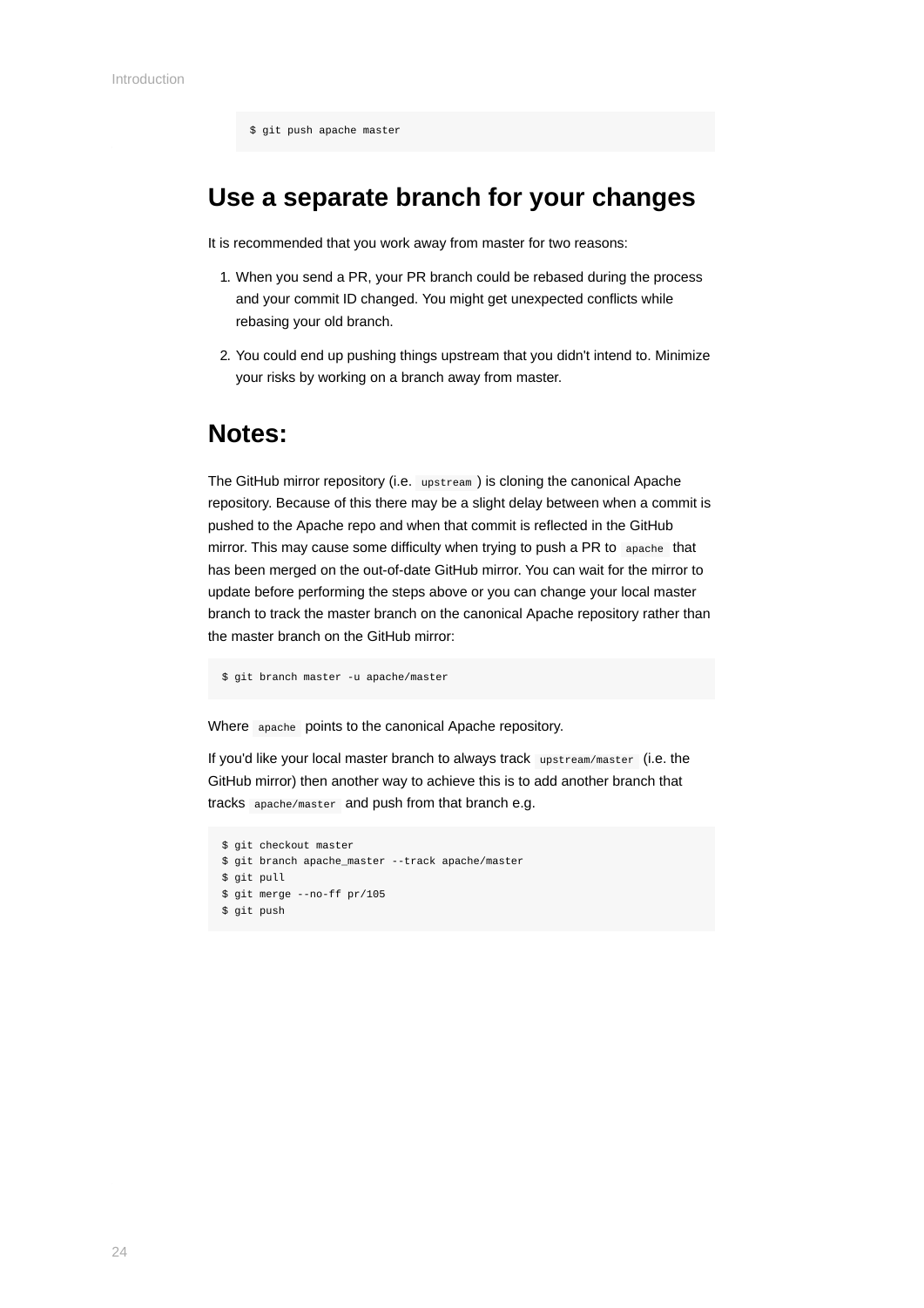```
$ git push apache master
```

## Use a separate branch for your changes

It is recommended that you work away from master for two reasons:

1. When you send a PR, your PR branch could be rebased during the process and your commit ID changed. You might get unexpected conflicts while rebasing your old branch.
2. You could end up pushing things upstream that you didn't intend to. Minimize your risks by working on a branch away from master.

## Notes:

The GitHub mirror repository (i.e. `upstream`) is cloning the canonical Apache repository. Because of this there may be a slight delay between when a commit is pushed to the Apache repo and when that commit is reflected in the GitHub mirror. This may cause some difficulty when trying to push a PR to `apache` that has been merged on the out-of-date GitHub mirror. You can wait for the mirror to update before performing the steps above or you can change your local master branch to track the master branch on the canonical Apache repository rather than the master branch on the GitHub mirror:

```
$ git branch master -u apache/master
```

Where `apache` points to the canonical Apache repository.

If you'd like your local master branch to always track `upstream/master` (i.e. the GitHub mirror) then another way to achieve this is to add another branch that tracks `apache/master` and push from that branch e.g.

```
$ git checkout master
$ git branch apache_master --track apache/master
$ git pull
$ git merge --no-ff pr/105
$ git push
```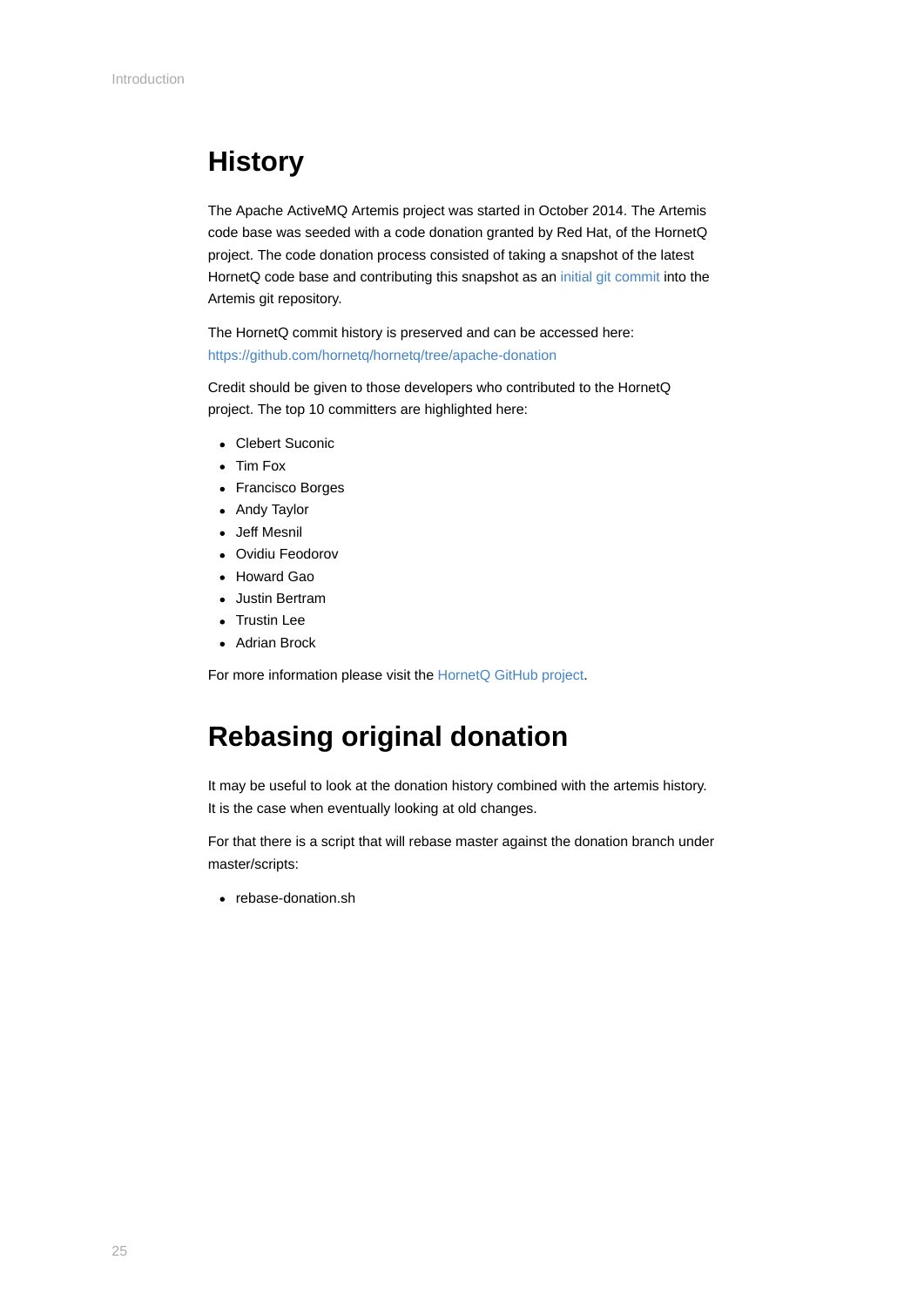# History

The Apache ActiveMQ Artemis project was started in October 2014. The Artemis code base was seeded with a code donation granted by Red Hat, of the HornetQ project. The code donation process consisted of taking a snapshot of the latest HornetQ code base and contributing this snapshot as an initial git commit into the Artemis git repository.

The HornetQ commit history is preserved and can be accessed here: https://github.com/hornetq/hornetq/tree/apache-donation

Credit should be given to those developers who contributed to the HornetQ project. The top 10 committers are highlighted here:

- Clebert Suconic
- Tim Fox
- Francisco Borges
- Andy Taylor
- Jeff Mesnil
- Ovidiu Feodorov
- Howard Gao
- Justin Bertram
- Trustin Lee
- Adrian Brock

For more information please visit the HornetQ GitHub project.

# Rebasing original donation

It may be useful to look at the donation history combined with the artemis history. It is the case when eventually looking at old changes.

For that there is a script that will rebase master against the donation branch under master/scripts:

- rebase-donation.sh